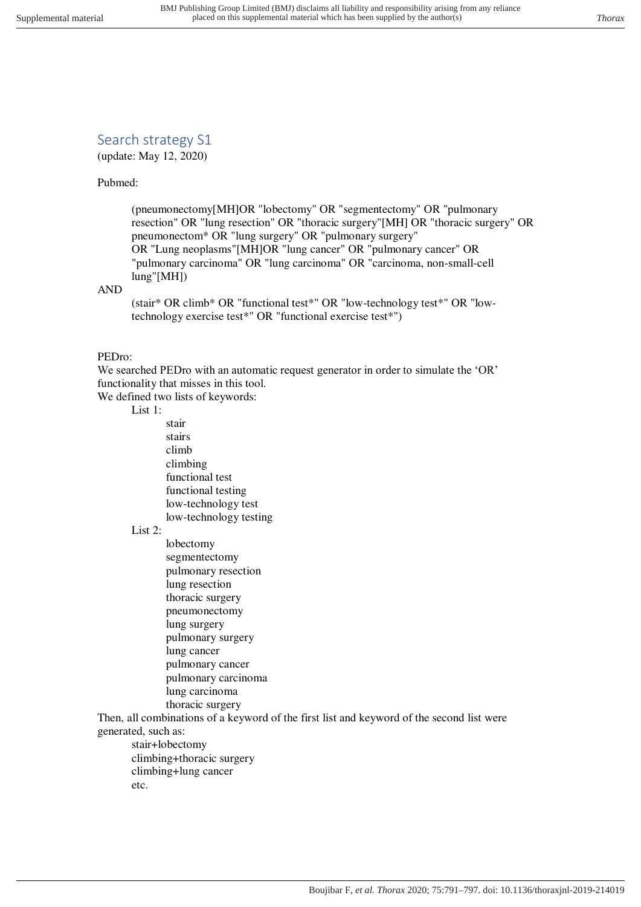## Search strategy S1

(update: May 12, 2020)

Pubmed:

> (pneumonectomy[MH]OR "lobectomy" OR "segmentectomy" OR "pulmonary resection" OR "lung resection" OR "thoracic surgery"[MH] OR "thoracic surgery" OR pneumonectom* OR "lung surgery" OR "pulmonary surgery" OR "Lung neoplasms"[MH]OR "lung cancer" OR "pulmonary cancer" OR "pulmonary carcinoma" OR "lung carcinoma" OR "carcinoma, non-small-cell lung"[MH])

AND

> (stair* OR climb* OR "functional test*" OR "low-technology test*" OR "low-technology exercise test*" OR "functional exercise test*")

PEDro:

We searched PEDro with an automatic request generator in order to simulate the 'OR' functionality that misses in this tool.

We defined two lists of keywords:

- List 1:
  - stair
  - stairs
  - climb
  - climbing
  - functional test
  - functional testing
  - low-technology test
  - low-technology testing
- List 2:
  - lobectomy
  - segmentectomy
  - pulmonary resection
  - lung resection
  - thoracic surgery
  - pneumonectomy
  - lung surgery
  - pulmonary surgery
  - lung cancer
  - pulmonary cancer
  - pulmonary carcinoma
  - lung carcinoma
  - thoracic surgery

Then, all combinations of a keyword of the first list and keyword of the second list were generated, such as:

> stair+lobectomy
> climbing+thoracic surgery
> climbing+lung cancer
> etc.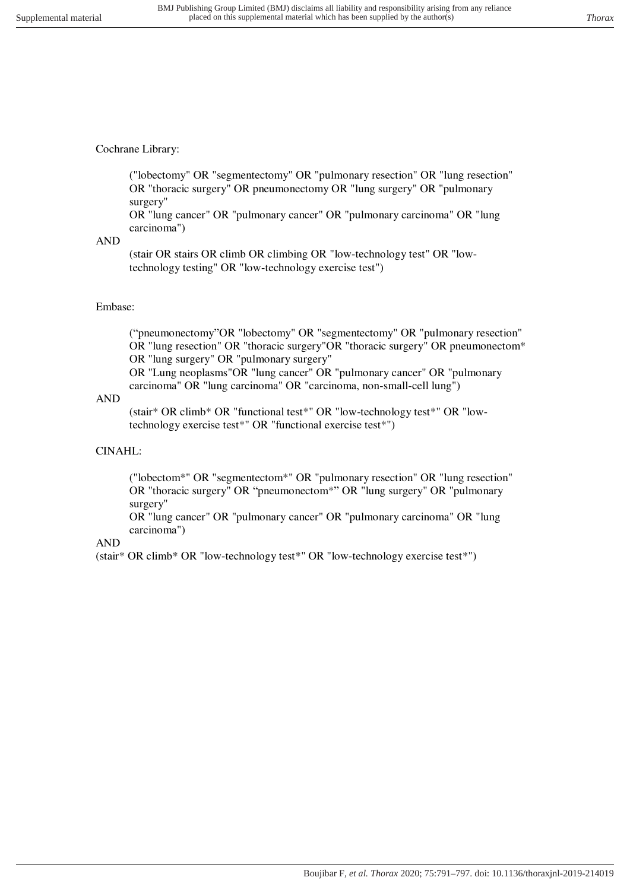Cochrane Library:

("lobectomy" OR "segmentectomy" OR "pulmonary resection" OR "lung resection" OR "thoracic surgery" OR pneumonectomy OR "lung surgery" OR "pulmonary surgery"
OR "lung cancer" OR "pulmonary cancer" OR "pulmonary carcinoma" OR "lung carcinoma")

AND

(stair OR stairs OR climb OR climbing OR "low-technology test" OR "low-technology testing" OR "low-technology exercise test")

Embase:

("pneumonectomy"OR "lobectomy" OR "segmentectomy" OR "pulmonary resection" OR "lung resection" OR "thoracic surgery"OR "thoracic surgery" OR pneumonectom* OR "lung surgery" OR "pulmonary surgery"
OR "Lung neoplasms"OR "lung cancer" OR "pulmonary cancer" OR "pulmonary carcinoma" OR "lung carcinoma" OR "carcinoma, non-small-cell lung")

AND

(stair* OR climb* OR "functional test*" OR "low-technology test*" OR "low-technology exercise test*" OR "functional exercise test*")

CINAHL:

("lobectom*" OR "segmentectom*" OR "pulmonary resection" OR "lung resection" OR "thoracic surgery" OR "pneumonectom*" OR "lung surgery" OR "pulmonary surgery"
OR "lung cancer" OR "pulmonary cancer" OR "pulmonary carcinoma" OR "lung carcinoma")

AND

(stair* OR climb* OR "low-technology test*" OR "low-technology exercise test*")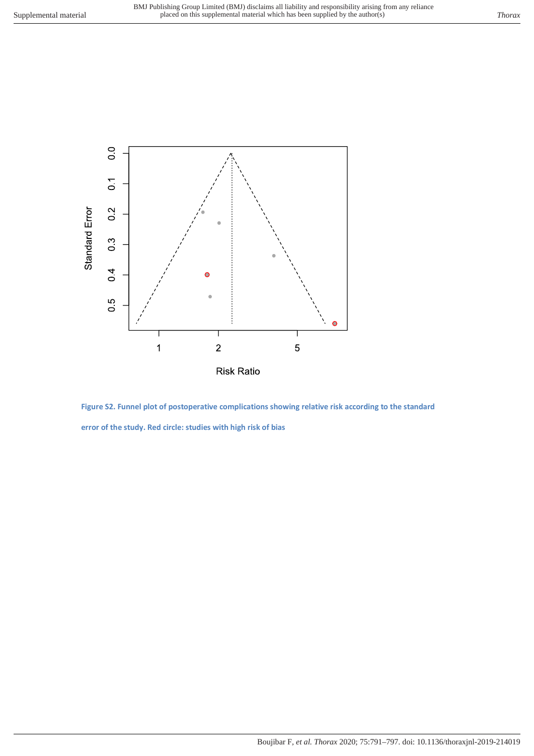Standard Error

0.0

0.1

0.2

0.3

0.4

0.5

1

2

5

Risk Ratio

**Figure S2. Funnel plot of postoperative complications showing relative risk according to the standard error of the study. Red circle: studies with high risk of bias**